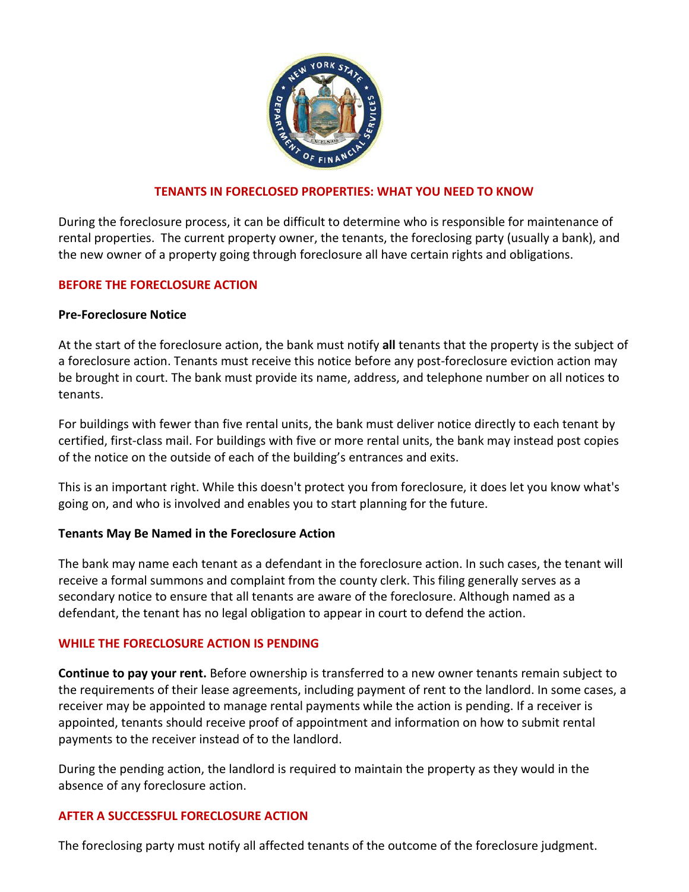# TENANTS IN FORECLOSED PROPERTIES: WHAT YOU NEED TO KNOW

During the foreclosure process, it can be difficult to determine who is responsible for maintenance of rental properties. The current property owner, the tenants, the foreclosing party (usually a bank), and the new owner of a property going through foreclosure all have certain rights and obligations.

## BEFORE THE FORECLOSURE ACTION

### Pre-Foreclosure Notice

At the start of the foreclosure action, the bank must notify **all** tenants that the property is the subject of a foreclosure action. Tenants must receive this notice before any post-foreclosure eviction action may be brought in court. The bank must provide its name, address, and telephone number on all notices to tenants.

For buildings with fewer than five rental units, the bank must deliver notice directly to each tenant by certified, first-class mail. For buildings with five or more rental units, the bank may instead post copies of the notice on the outside of each of the building's entrances and exits.

This is an important right. While this doesn't protect you from foreclosure, it does let you know what's going on, and who is involved and enables you to start planning for the future.

### Tenants May Be Named in the Foreclosure Action

The bank may name each tenant as a defendant in the foreclosure action. In such cases, the tenant will receive a formal summons and complaint from the county clerk. This filing generally serves as a secondary notice to ensure that all tenants are aware of the foreclosure. Although named as a defendant, the tenant has no legal obligation to appear in court to defend the action.

## WHILE THE FORECLOSURE ACTION IS PENDING

**Continue to pay your rent.** Before ownership is transferred to a new owner tenants remain subject to the requirements of their lease agreements, including payment of rent to the landlord. In some cases, a receiver may be appointed to manage rental payments while the action is pending. If a receiver is appointed, tenants should receive proof of appointment and information on how to submit rental payments to the receiver instead of to the landlord.

During the pending action, the landlord is required to maintain the property as they would in the absence of any foreclosure action.

## AFTER A SUCCESSFUL FORECLOSURE ACTION

The foreclosing party must notify all affected tenants of the outcome of the foreclosure judgment.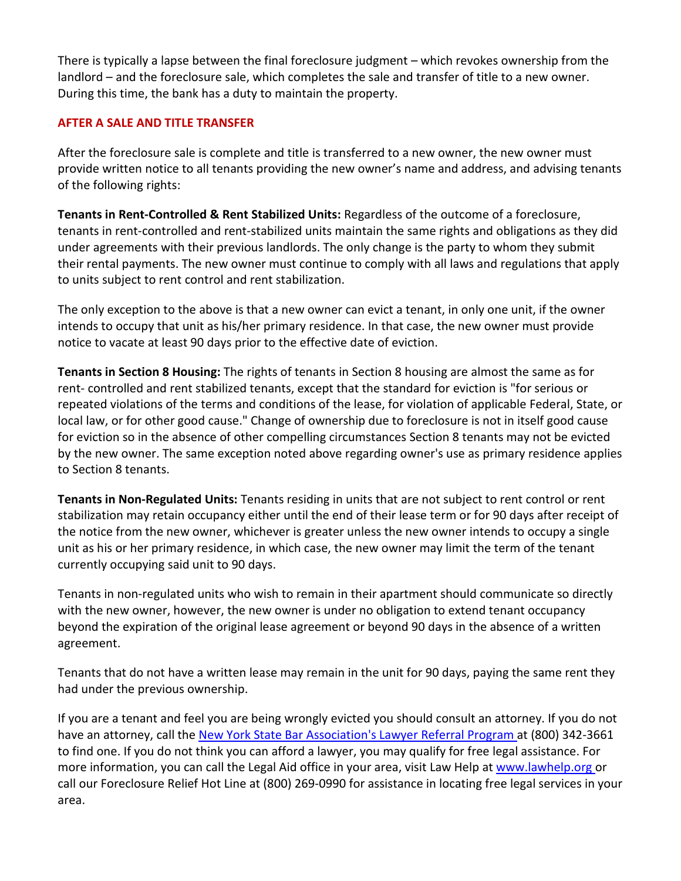There is typically a lapse between the final foreclosure judgment – which revokes ownership from the landlord – and the foreclosure sale, which completes the sale and transfer of title to a new owner. During this time, the bank has a duty to maintain the property.

## AFTER A SALE AND TITLE TRANSFER

After the foreclosure sale is complete and title is transferred to a new owner, the new owner must provide written notice to all tenants providing the new owner's name and address, and advising tenants of the following rights:

**Tenants in Rent-Controlled & Rent Stabilized Units:** Regardless of the outcome of a foreclosure, tenants in rent-controlled and rent-stabilized units maintain the same rights and obligations as they did under agreements with their previous landlords. The only change is the party to whom they submit their rental payments. The new owner must continue to comply with all laws and regulations that apply to units subject to rent control and rent stabilization.

The only exception to the above is that a new owner can evict a tenant, in only one unit, if the owner intends to occupy that unit as his/her primary residence. In that case, the new owner must provide notice to vacate at least 90 days prior to the effective date of eviction.

**Tenants in Section 8 Housing:** The rights of tenants in Section 8 housing are almost the same as for rent- controlled and rent stabilized tenants, except that the standard for eviction is "for serious or repeated violations of the terms and conditions of the lease, for violation of applicable Federal, State, or local law, or for other good cause." Change of ownership due to foreclosure is not in itself good cause for eviction so in the absence of other compelling circumstances Section 8 tenants may not be evicted by the new owner. The same exception noted above regarding owner's use as primary residence applies to Section 8 tenants.

**Tenants in Non-Regulated Units:** Tenants residing in units that are not subject to rent control or rent stabilization may retain occupancy either until the end of their lease term or for 90 days after receipt of the notice from the new owner, whichever is greater unless the new owner intends to occupy a single unit as his or her primary residence, in which case, the new owner may limit the term of the tenant currently occupying said unit to 90 days.

Tenants in non-regulated units who wish to remain in their apartment should communicate so directly with the new owner, however, the new owner is under no obligation to extend tenant occupancy beyond the expiration of the original lease agreement or beyond 90 days in the absence of a written agreement.

Tenants that do not have a written lease may remain in the unit for 90 days, paying the same rent they had under the previous ownership.

If you are a tenant and feel you are being wrongly evicted you should consult an attorney. If you do not have an attorney, call the New York State Bar Association's Lawyer Referral Program at (800) 342-3661 to find one. If you do not think you can afford a lawyer, you may qualify for free legal assistance. For more information, you can call the Legal Aid office in your area, visit Law Help at www.lawhelp.org or call our Foreclosure Relief Hot Line at (800) 269-0990 for assistance in locating free legal services in your area.